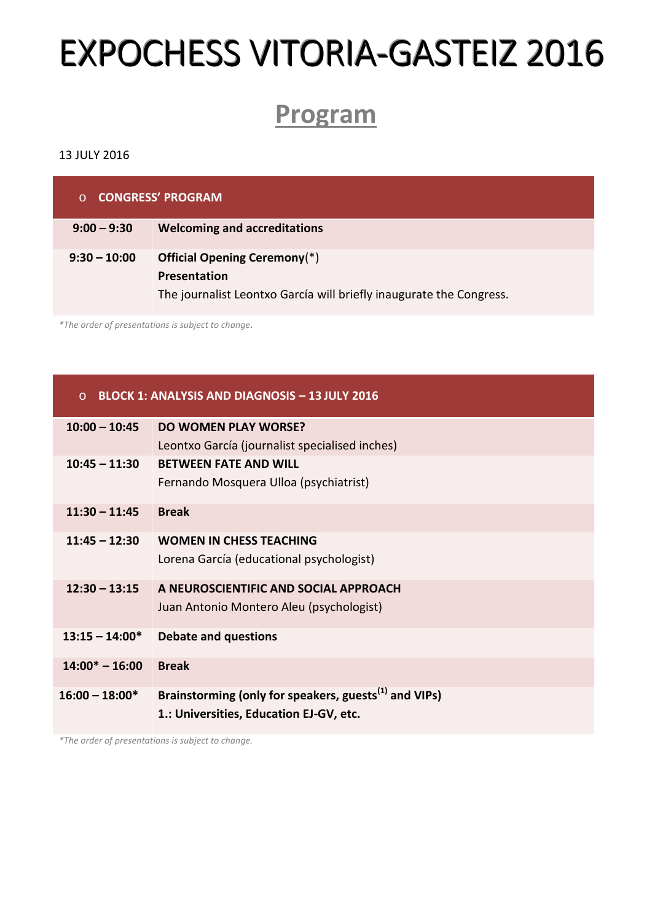# EXPOCHESS VITORIA-GASTEIZ 2016

## Program

13 JULY 2016

| o CONGRESS' PROGRAM | |
|---|---|
| **9:00 – 9:30** | **Welcoming and accreditations** |
| **9:30 – 10:00** | **Official Opening Ceremony**(*)<br>**Presentation**<br>The journalist Leontxo García will briefly inaugurate the Congress. |

*\*The order of presentations is subject to change.*

| o BLOCK 1: ANALYSIS AND DIAGNOSIS – 13 JULY 2016 | |
|---|---|
| **10:00 – 10:45** | **DO WOMEN PLAY WORSE?**<br>Leontxo García (journalist specialised inches) |
| **10:45 – 11:30** | **BETWEEN FATE AND WILL**<br>Fernando Mosquera Ulloa (psychiatrist) |
| **11:30 – 11:45** | **Break** |
| **11:45 – 12:30** | **WOMEN IN CHESS TEACHING**<br>Lorena García (educational psychologist) |
| **12:30 – 13:15** | **A NEUROSCIENTIFIC AND SOCIAL APPROACH**<br>Juan Antonio Montero Aleu (psychologist) |
| **13:15 – 14:00*** | **Debate and questions** |
| **14:00* – 16:00** | **Break** |
| **16:00 – 18:00*** | **Brainstorming (only for speakers, guests(1) and VIPs)**<br>**1.: Universities, Education EJ-GV, etc.** |

*\*The order of presentations is subject to change.*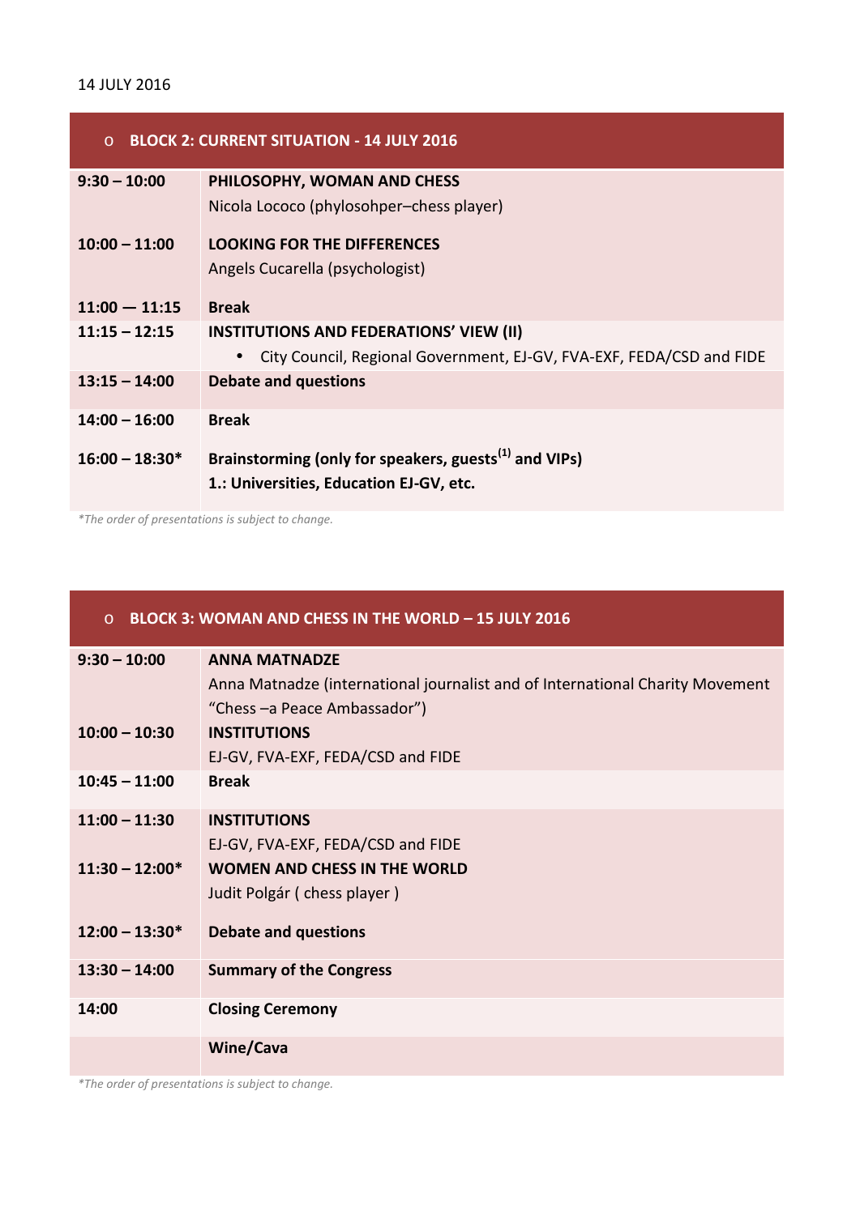14 JULY 2016

| | |
|---|---|
| **BLOCK 2: CURRENT SITUATION - 14 JULY 2016** | |
| **9:30 – 10:00** | **PHILOSOPHY, WOMAN AND CHESS**<br>Nicola Lococo (phylosohper–chess player) |
| **10:00 – 11:00** | **LOOKING FOR THE DIFFERENCES**<br>Angels Cucarella (psychologist) |
| **11:00 — 11:15** | **Break** |
| **11:15 – 12:15** | **INSTITUTIONS AND FEDERATIONS' VIEW (II)**<br>• City Council, Regional Government, EJ-GV, FVA-EXF, FEDA/CSD and FIDE |
| **13:15 – 14:00** | **Debate and questions** |
| **14:00 – 16:00** | **Break** |
| **16:00 – 18:30*** | **Brainstorming (only for speakers, guests(1) and VIPs)**<br>**1.: Universities, Education EJ-GV, etc.** |

*\*The order of presentations is subject to change.*

| | |
|---|---|
| **BLOCK 3: WOMAN AND CHESS IN THE WORLD – 15 JULY 2016** | |
| **9:30 – 10:00** | **ANNA MATNADZE**<br>Anna Matnadze (international journalist and of International Charity Movement "Chess –a Peace Ambassador") |
| **10:00 – 10:30** | **INSTITUTIONS**<br>EJ-GV, FVA-EXF, FEDA/CSD and FIDE |
| **10:45 – 11:00** | **Break** |
| **11:00 – 11:30** | **INSTITUTIONS**<br>EJ-GV, FVA-EXF, FEDA/CSD and FIDE |
| **11:30 – 12:00*** | **WOMEN AND CHESS IN THE WORLD**<br>Judit Polgár ( chess player ) |
| **12:00 – 13:30*** | **Debate and questions** |
| **13:30 – 14:00** | **Summary of the Congress** |
| **14:00** | **Closing Ceremony** |
| | **Wine/Cava** |

*\*The order of presentations is subject to change.*